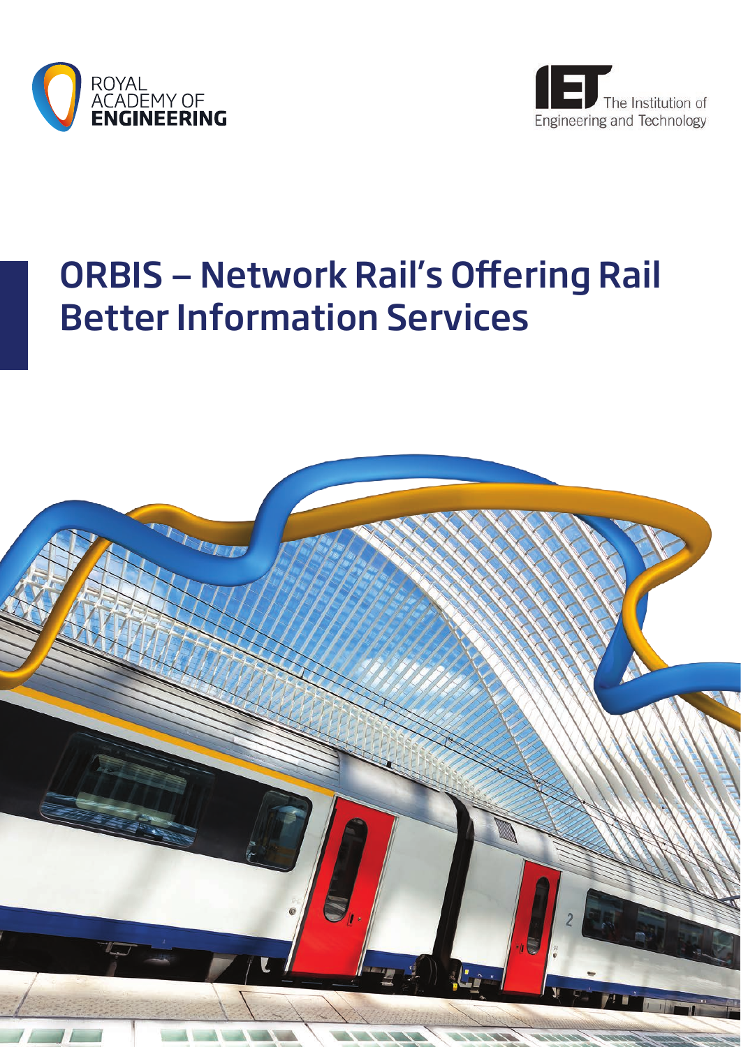ROYAL ACADEMY OF ENGINEERING

The Institution of Engineering and Technology

# ORBIS – Network Rail's Offering Rail Better Information Services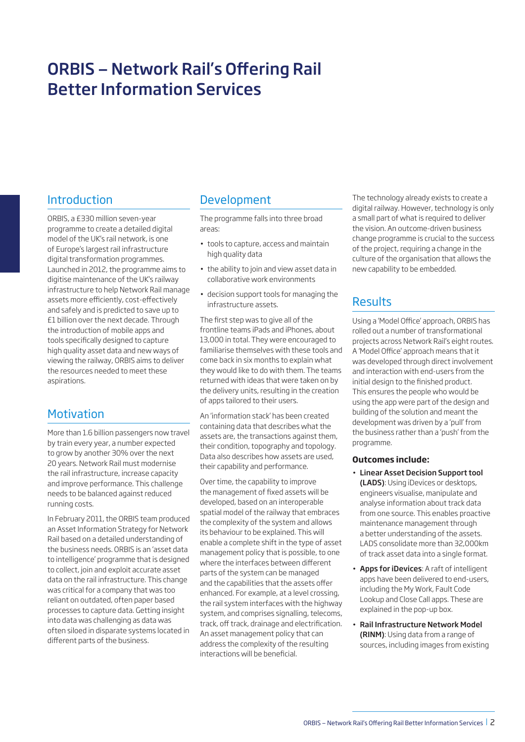# ORBIS – Network Rail's Offering Rail Better Information Services

## Introduction

ORBIS, a £330 million seven-year programme to create a detailed digital model of the UK's rail network, is one of Europe's largest rail infrastructure digital transformation programmes. Launched in 2012, the programme aims to digitise maintenance of the UK's railway infrastructure to help Network Rail manage assets more efficiently, cost-effectively and safely and is predicted to save up to £1 billion over the next decade. Through the introduction of mobile apps and tools specifically designed to capture high quality asset data and new ways of viewing the railway, ORBIS aims to deliver the resources needed to meet these aspirations.

## Motivation

More than 1.6 billion passengers now travel by train every year, a number expected to grow by another 30% over the next 20 years. Network Rail must modernise the rail infrastructure, increase capacity and improve performance. This challenge needs to be balanced against reduced running costs.

In February 2011, the ORBIS team produced an Asset Information Strategy for Network Rail based on a detailed understanding of the business needs. ORBIS is an 'asset data to intelligence' programme that is designed to collect, join and exploit accurate asset data on the rail infrastructure. This change was critical for a company that was too reliant on outdated, often paper based processes to capture data. Getting insight into data was challenging as data was often siloed in disparate systems located in different parts of the business.

## Development

The programme falls into three broad areas:

- tools to capture, access and maintain high quality data
- the ability to join and view asset data in collaborative work environments
- decision support tools for managing the infrastructure assets.

The first step was to give all of the frontline teams iPads and iPhones, about 13,000 in total. They were encouraged to familiarise themselves with these tools and come back in six months to explain what they would like to do with them. The teams returned with ideas that were taken on by the delivery units, resulting in the creation of apps tailored to their users.

An 'information stack' has been created containing data that describes what the assets are, the transactions against them, their condition, topography and topology. Data also describes how assets are used, their capability and performance.

Over time, the capability to improve the management of fixed assets will be developed, based on an interoperable spatial model of the railway that embraces the complexity of the system and allows its behaviour to be explained. This will enable a complete shift in the type of asset management policy that is possible, to one where the interfaces between different parts of the system can be managed and the capabilities that the assets offer enhanced. For example, at a level crossing, the rail system interfaces with the highway system, and comprises signalling, telecoms, track, off track, drainage and electrification. An asset management policy that can address the complexity of the resulting interactions will be beneficial.

The technology already exists to create a digital railway. However, technology is only a small part of what is required to deliver the vision. An outcome-driven business change programme is crucial to the success of the project, requiring a change in the culture of the organisation that allows the new capability to be embedded.

## Results

Using a 'Model Office' approach, ORBIS has rolled out a number of transformational projects across Network Rail's eight routes. A 'Model Office' approach means that it was developed through direct involvement and interaction with end-users from the initial design to the finished product. This ensures the people who would be using the app were part of the design and building of the solution and meant the development was driven by a 'pull' from the business rather than a 'push' from the programme.

**Outcomes include:**

- **Linear Asset Decision Support tool (LADS)**: Using iDevices or desktops, engineers visualise, manipulate and analyse information about track data from one source. This enables proactive maintenance management through a better understanding of the assets. LADS consolidate more than 32,000km of track asset data into a single format.
- **Apps for iDevices**: A raft of intelligent apps have been delivered to end-users, including the My Work, Fault Code Lookup and Close Call apps. These are explained in the pop-up box.
- **Rail Infrastructure Network Model (RINM)**: Using data from a range of sources, including images from existing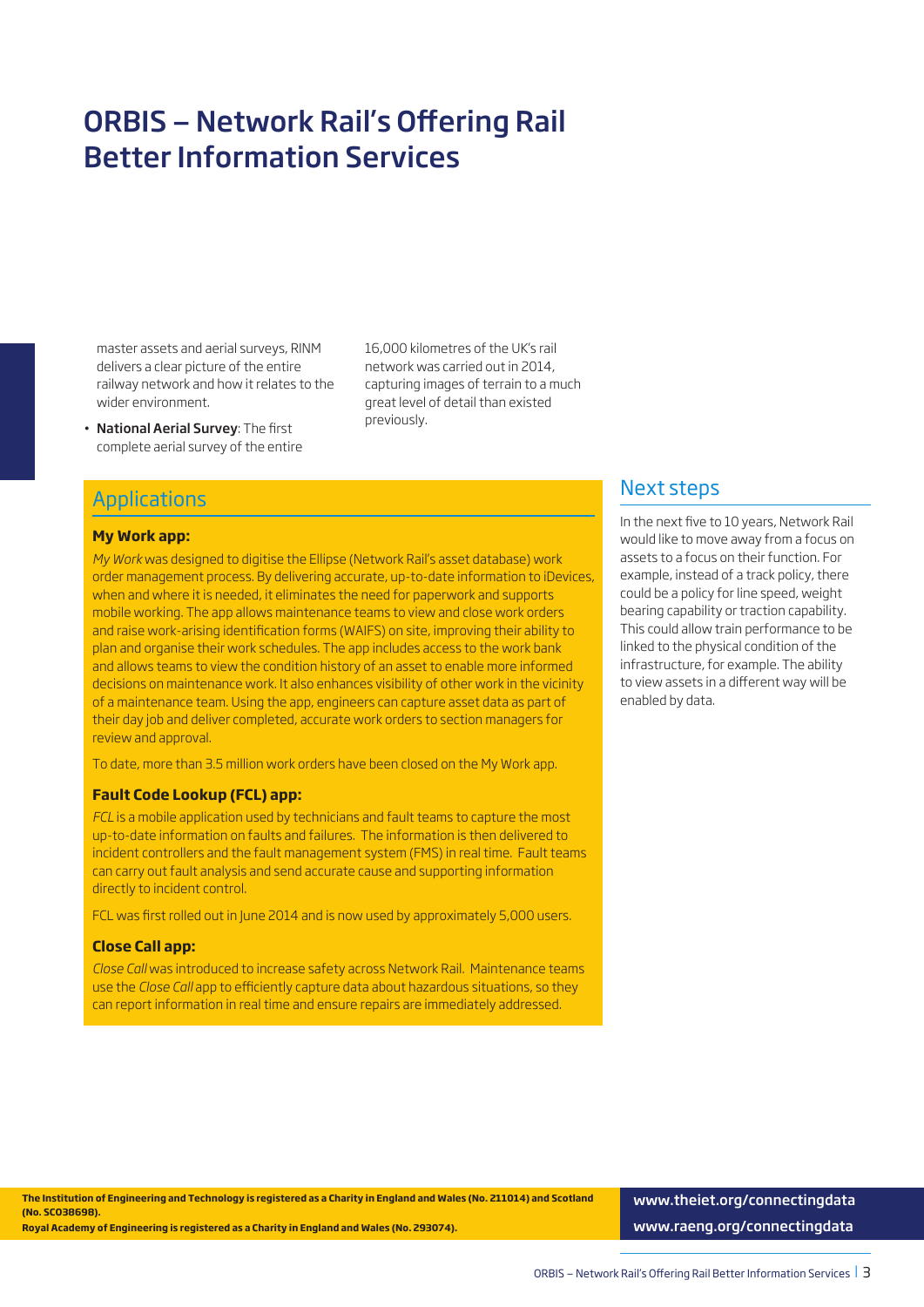# ORBIS – Network Rail's Offering Rail Better Information Services

master assets and aerial surveys, RINM delivers a clear picture of the entire railway network and how it relates to the wider environment.

- **National Aerial Survey**: The first complete aerial survey of the entire 16,000 kilometres of the UK's rail network was carried out in 2014, capturing images of terrain to a much great level of detail than existed previously.

## Applications

**My Work app:**

*My Work* was designed to digitise the Ellipse (Network Rail's asset database) work order management process. By delivering accurate, up-to-date information to iDevices, when and where it is needed, it eliminates the need for paperwork and supports mobile working. The app allows maintenance teams to view and close work orders and raise work-arising identification forms (WAIFS) on site, improving their ability to plan and organise their work schedules. The app includes access to the work bank and allows teams to view the condition history of an asset to enable more informed decisions on maintenance work. It also enhances visibility of other work in the vicinity of a maintenance team. Using the app, engineers can capture asset data as part of their day job and deliver completed, accurate work orders to section managers for review and approval.

To date, more than 3.5 million work orders have been closed on the My Work app.

**Fault Code Lookup (FCL) app:**

*FCL* is a mobile application used by technicians and fault teams to capture the most up-to-date information on faults and failures. The information is then delivered to incident controllers and the fault management system (FMS) in real time. Fault teams can carry out fault analysis and send accurate cause and supporting information directly to incident control.

FCL was first rolled out in June 2014 and is now used by approximately 5,000 users.

**Close Call app:**

*Close Call* was introduced to increase safety across Network Rail. Maintenance teams use the *Close Call* app to efficiently capture data about hazardous situations, so they can report information in real time and ensure repairs are immediately addressed.

## Next steps

In the next five to 10 years, Network Rail would like to move away from a focus on assets to a focus on their function. For example, instead of a track policy, there could be a policy for line speed, weight bearing capability or traction capability. This could allow train performance to be linked to the physical condition of the infrastructure, for example. The ability to view assets in a different way will be enabled by data.

**The Institution of Engineering and Technology is registered as a Charity in England and Wales (No. 211014) and Scotland (No. SC038698).**
**Royal Academy of Engineering is registered as a Charity in England and Wales (No. 293074).**

**www.theiet.org/connectingdata**
**www.raeng.org/connectingdata**